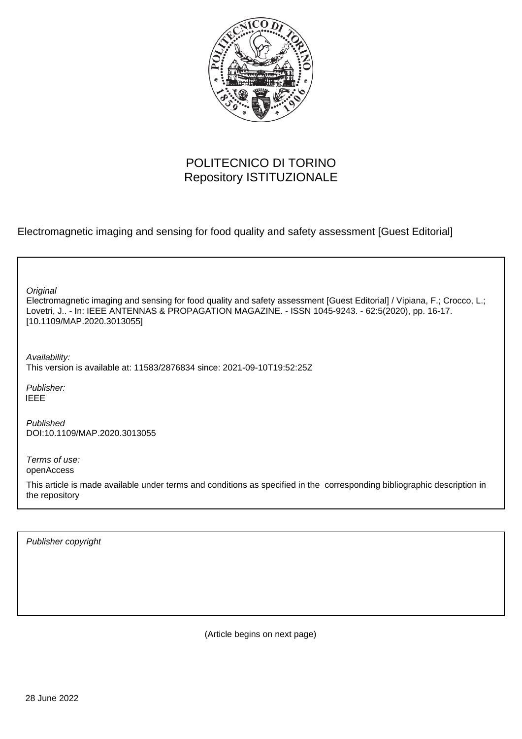POLITECNICO DI TORINO
Repository ISTITUZIONALE

Electromagnetic imaging and sensing for food quality and safety assessment [Guest Editorial]

*Original*
Electromagnetic imaging and sensing for food quality and safety assessment [Guest Editorial] / Vipiana, F.; Crocco, L.; Lovetri, J.. - In: IEEE ANTENNAS & PROPAGATION MAGAZINE. - ISSN 1045-9243. - 62:5(2020), pp. 16-17. [10.1109/MAP.2020.3013055]

*Availability:*
This version is available at: 11583/2876834 since: 2021-09-10T19:52:25Z

*Publisher:*
IEEE

*Published*
DOI:10.1109/MAP.2020.3013055

*Terms of use:*
openAccess

This article is made available under terms and conditions as specified in the corresponding bibliographic description in the repository

*Publisher copyright*

(Article begins on next page)

28 June 2022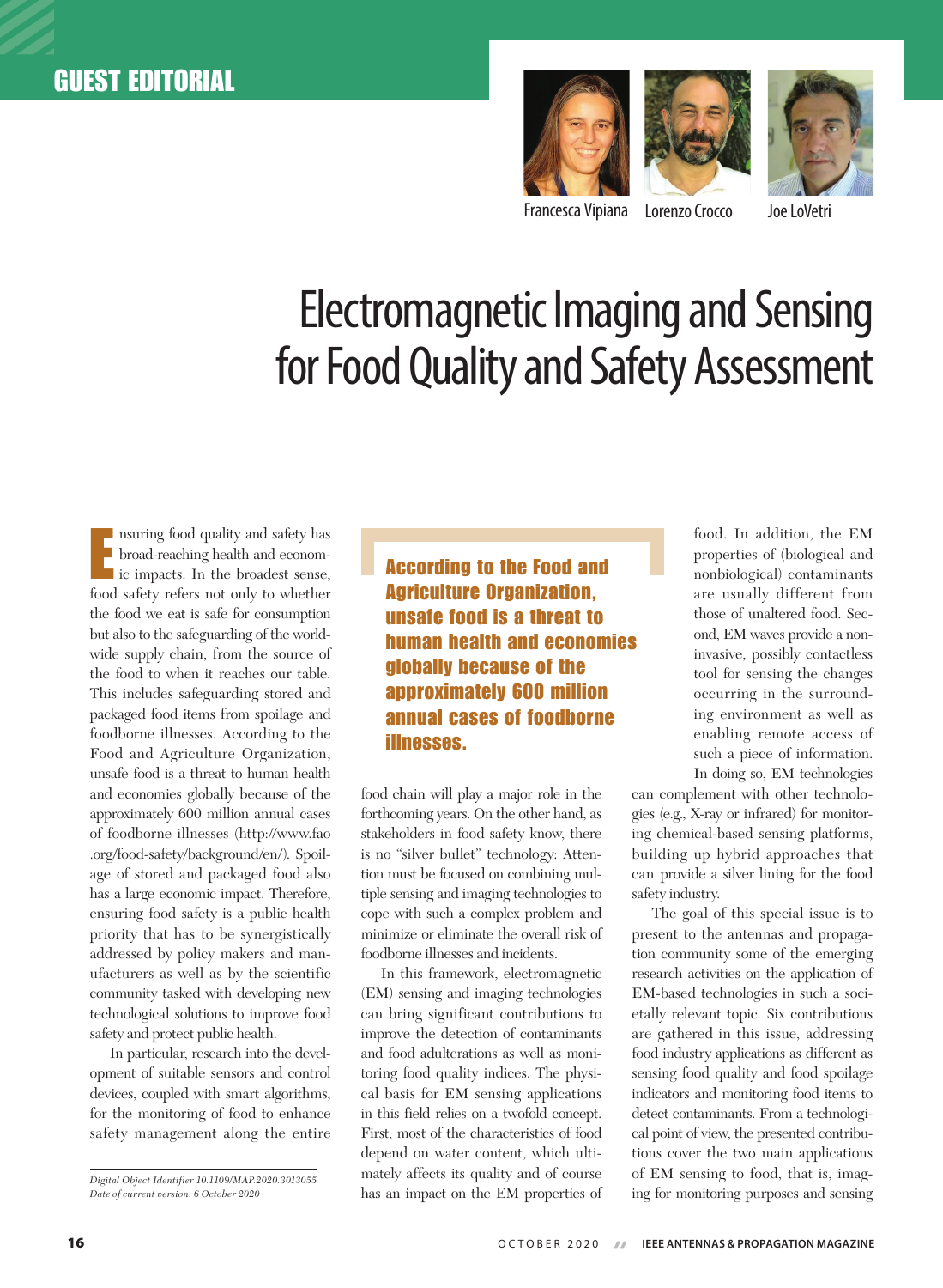# GUEST EDITORIAL

Francesca Vipiana   Lorenzo Crocco   Joe LoVetri

# Electromagnetic Imaging and Sensing for Food Quality and Safety Assessment

Ensuring food quality and safety has broad-reaching health and economic impacts. In the broadest sense, food safety refers not only to whether the food we eat is safe for consumption but also to the safeguarding of the worldwide supply chain, from the source of the food to when it reaches our table. This includes safeguarding stored and packaged food items from spoilage and foodborne illnesses. According to the Food and Agriculture Organization, unsafe food is a threat to human health and economies globally because of the approximately 600 million annual cases of foodborne illnesses (http://www.fao.org/food-safety/background/en/). Spoilage of stored and packaged food also has a large economic impact. Therefore, ensuring food safety is a public health priority that has to be synergistically addressed by policy makers and manufacturers as well as by the scientific community tasked with developing new technological solutions to improve food safety and protect public health.

In particular, research into the development of suitable sensors and control devices, coupled with smart algorithms, for the monitoring of food to enhance safety management along the entire food chain will play a major role in the forthcoming years. On the other hand, as stakeholders in food safety know, there is no "silver bullet" technology: Attention must be focused on combining multiple sensing and imaging technologies to cope with such a complex problem and minimize or eliminate the overall risk of foodborne illnesses and incidents.

**According to the Food and Agriculture Organization, unsafe food is a threat to human health and economies globally because of the approximately 600 million annual cases of foodborne illnesses.**

In this framework, electromagnetic (EM) sensing and imaging technologies can bring significant contributions to improve the detection of contaminants and food adulterations as well as monitoring food quality indices. The physical basis for EM sensing applications in this field relies on a twofold concept. First, most of the characteristics of food depend on water content, which ultimately affects its quality and of course has an impact on the EM properties of food. In addition, the EM properties of (biological and nonbiological) contaminants are usually different from those of unaltered food. Second, EM waves provide a noninvasive, possibly contactless tool for sensing the changes occurring in the surrounding environment as well as enabling remote access of such a piece of information. In doing so, EM technologies can complement with other technologies (e.g., X-ray or infrared) for monitoring chemical-based sensing platforms, building up hybrid approaches that can provide a silver lining for the food safety industry.

The goal of this special issue is to present to the antennas and propagation community some of the emerging research activities on the application of EM-based technologies in such a societally relevant topic. Six contributions are gathered in this issue, addressing food industry applications as different as sensing food quality and food spoilage indicators and monitoring food items to detect contaminants. From a technological point of view, the presented contributions cover the two main applications of EM sensing to food, that is, imaging for monitoring purposes and sensing

*Digital Object Identifier 10.1109/MAP.2020.3013055*
*Date of current version: 6 October 2020*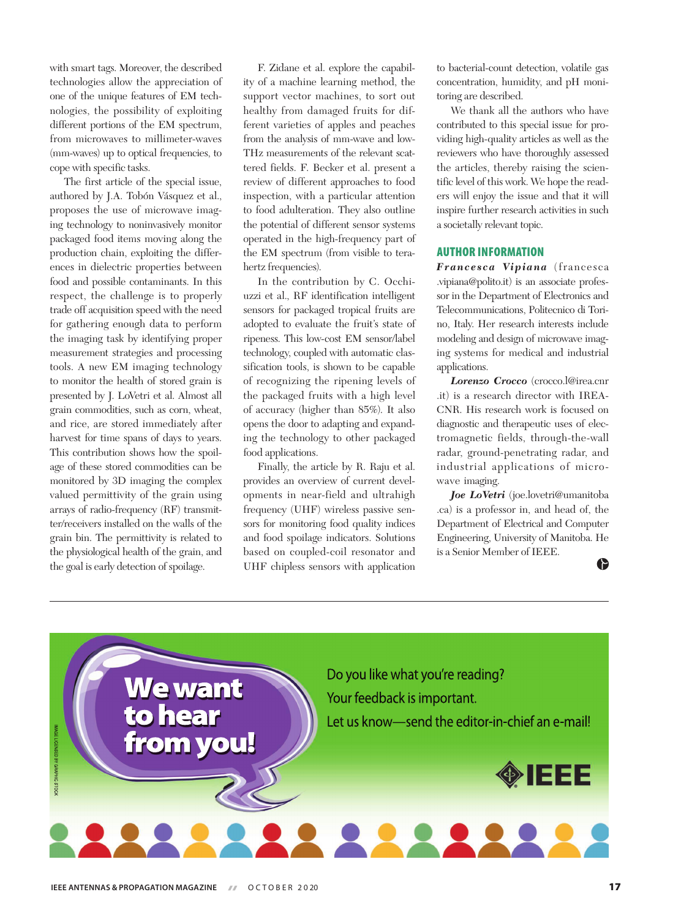with smart tags. Moreover, the described technologies allow the appreciation of one of the unique features of EM technologies, the possibility of exploiting different portions of the EM spectrum, from microwaves to millimeter-waves (mm-waves) up to optical frequencies, to cope with specific tasks.

The first article of the special issue, authored by J.A. Tobón Vásquez et al., proposes the use of microwave imaging technology to noninvasively monitor packaged food items moving along the production chain, exploiting the differences in dielectric properties between food and possible contaminants. In this respect, the challenge is to properly trade off acquisition speed with the need for gathering enough data to perform the imaging task by identifying proper measurement strategies and processing tools. A new EM imaging technology to monitor the health of stored grain is presented by J. LoVetri et al. Almost all grain commodities, such as corn, wheat, and rice, are stored immediately after harvest for time spans of days to years. This contribution shows how the spoilage of these stored commodities can be monitored by 3D imaging the complex valued permittivity of the grain using arrays of radio-frequency (RF) transmitter/receivers installed on the walls of the grain bin. The permittivity is related to the physiological health of the grain, and the goal is early detection of spoilage.

F. Zidane et al. explore the capability of a machine learning method, the support vector machines, to sort out healthy from damaged fruits for different varieties of apples and peaches from the analysis of mm-wave and low-THz measurements of the relevant scattered fields. F. Becker et al. present a review of different approaches to food inspection, with a particular attention to food adulteration. They also outline the potential of different sensor systems operated in the high-frequency part of the EM spectrum (from visible to terahertz frequencies).

In the contribution by C. Occhiuzzi et al., RF identification intelligent sensors for packaged tropical fruits are adopted to evaluate the fruit's state of ripeness. This low-cost EM sensor/label technology, coupled with automatic classification tools, is shown to be capable of recognizing the ripening levels of the packaged fruits with a high level of accuracy (higher than 85%). It also opens the door to adapting and expanding the technology to other packaged food applications.

Finally, the article by R. Raju et al. provides an overview of current developments in near-field and ultrahigh frequency (UHF) wireless passive sensors for monitoring food quality indices and food spoilage indicators. Solutions based on coupled-coil resonator and UHF chipless sensors with application to bacterial-count detection, volatile gas concentration, humidity, and pH monitoring are described.

We thank all the authors who have contributed to this special issue for providing high-quality articles as well as the reviewers who have thoroughly assessed the articles, thereby raising the scientific level of this work. We hope the readers will enjoy the issue and that it will inspire further research activities in such a societally relevant topic.

## AUTHOR INFORMATION

***Francesca Vipiana*** (francesca.vipiana@polito.it) is an associate professor in the Department of Electronics and Telecommunications, Politecnico di Torino, Italy. Her research interests include modeling and design of microwave imaging systems for medical and industrial applications.

***Lorenzo Crocco*** (crocco.l@irea.cnr.it) is a research director with IREA-CNR. His research work is focused on diagnostic and therapeutic uses of electromagnetic fields, through-the-wall radar, ground-penetrating radar, and industrial applications of microwave imaging.

***Joe LoVetri*** (joe.lovetri@umanitoba.ca) is a professor in, and head of, the Department of Electrical and Computer Engineering, University of Manitoba. He is a Senior Member of IEEE.

We want to hear from you!

Do you like what you're reading?
Your feedback is important.
Let us know—send the editor-in-chief an e-mail!

IEEE